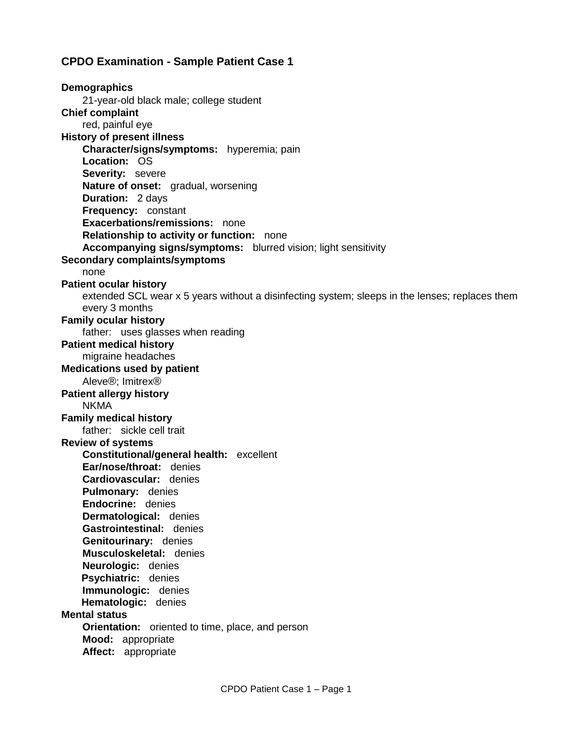# CPDO Examination - Sample Patient Case 1

**Demographics**
21-year-old black male; college student

**Chief complaint**
red, painful eye

**History of present illness**
- **Character/signs/symptoms:** hyperemia; pain
- **Location:** OS
- **Severity:** severe
- **Nature of onset:** gradual, worsening
- **Duration:** 2 days
- **Frequency:** constant
- **Exacerbations/remissions:** none
- **Relationship to activity or function:** none
- **Accompanying signs/symptoms:** blurred vision; light sensitivity

**Secondary complaints/symptoms**
none

**Patient ocular history**
extended SCL wear x 5 years without a disinfecting system; sleeps in the lenses; replaces them every 3 months

**Family ocular history**
father: uses glasses when reading

**Patient medical history**
migraine headaches

**Medications used by patient**
Aleve®; Imitrex®

**Patient allergy history**
NKMA

**Family medical history**
father: sickle cell trait

**Review of systems**
- **Constitutional/general health:** excellent
- **Ear/nose/throat:** denies
- **Cardiovascular:** denies
- **Pulmonary:** denies
- **Endocrine:** denies
- **Dermatological:** denies
- **Gastrointestinal:** denies
- **Genitourinary:** denies
- **Musculoskeletal:** denies
- **Neurologic:** denies
- **Psychiatric:** denies
- **Immunologic:** denies
- **Hematologic:** denies

**Mental status**
- **Orientation:** oriented to time, place, and person
- **Mood:** appropriate
- **Affect:** appropriate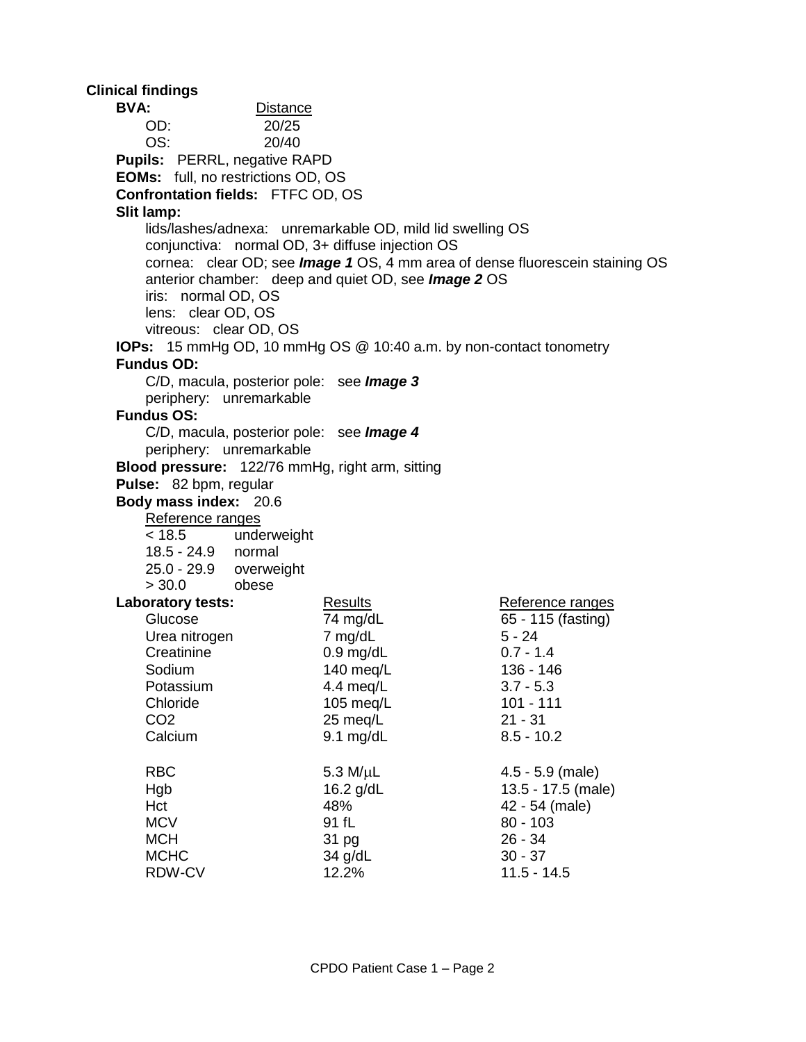**Clinical findings**

**BVA:**

| | Distance |
|---|---|
| OD: | 20/25 |
| OS: | 20/40 |

**Pupils:** PERRL, negative RAPD

**EOMs:** full, no restrictions OD, OS

**Confrontation fields:** FTFC OD, OS

**Slit lamp:**

- lids/lashes/adnexa: unremarkable OD, mild lid swelling OS
- conjunctiva: normal OD, 3+ diffuse injection OS
- cornea: clear OD; see ***Image 1*** OS, 4 mm area of dense fluorescein staining OS
- anterior chamber: deep and quiet OD, see ***Image 2*** OS
- iris: normal OD, OS
- lens: clear OD, OS
- vitreous: clear OD, OS

**IOPs:** 15 mmHg OD, 10 mmHg OS @ 10:40 a.m. by non-contact tonometry

**Fundus OD:**

- C/D, macula, posterior pole: see ***Image 3***
- periphery: unremarkable

**Fundus OS:**

- C/D, macula, posterior pole: see ***Image 4***
- periphery: unremarkable

**Blood pressure:** 122/76 mmHg, right arm, sitting

**Pulse:** 82 bpm, regular

**Body mass index:** 20.6

| Reference ranges | |
|---|---|
| < 18.5 | underweight |
| 18.5 - 24.9 | normal |
| 25.0 - 29.9 | overweight |
| > 30.0 | obese |

**Laboratory tests:**

| | Results | Reference ranges |
|---|---|---|
| Glucose | 74 mg/dL | 65 - 115 (fasting) |
| Urea nitrogen | 7 mg/dL | 5 - 24 |
| Creatinine | 0.9 mg/dL | 0.7 - 1.4 |
| Sodium | 140 meq/L | 136 - 146 |
| Potassium | 4.4 meq/L | 3.7 - 5.3 |
| Chloride | 105 meq/L | 101 - 111 |
| $CO_2$ | 25 meq/L | 21 - 31 |
| Calcium | 9.1 mg/dL | 8.5 - 10.2 |
| | | |
| RBC | 5.3 M/μL | 4.5 - 5.9 (male) |
| Hgb | 16.2 g/dL | 13.5 - 17.5 (male) |
| Hct | 48% | 42 - 54 (male) |
| MCV | 91 fL | 80 - 103 |
| MCH | 31 pg | 26 - 34 |
| MCHC | 34 g/dL | 30 - 37 |
| RDW-CV | 12.2% | 11.5 - 14.5 |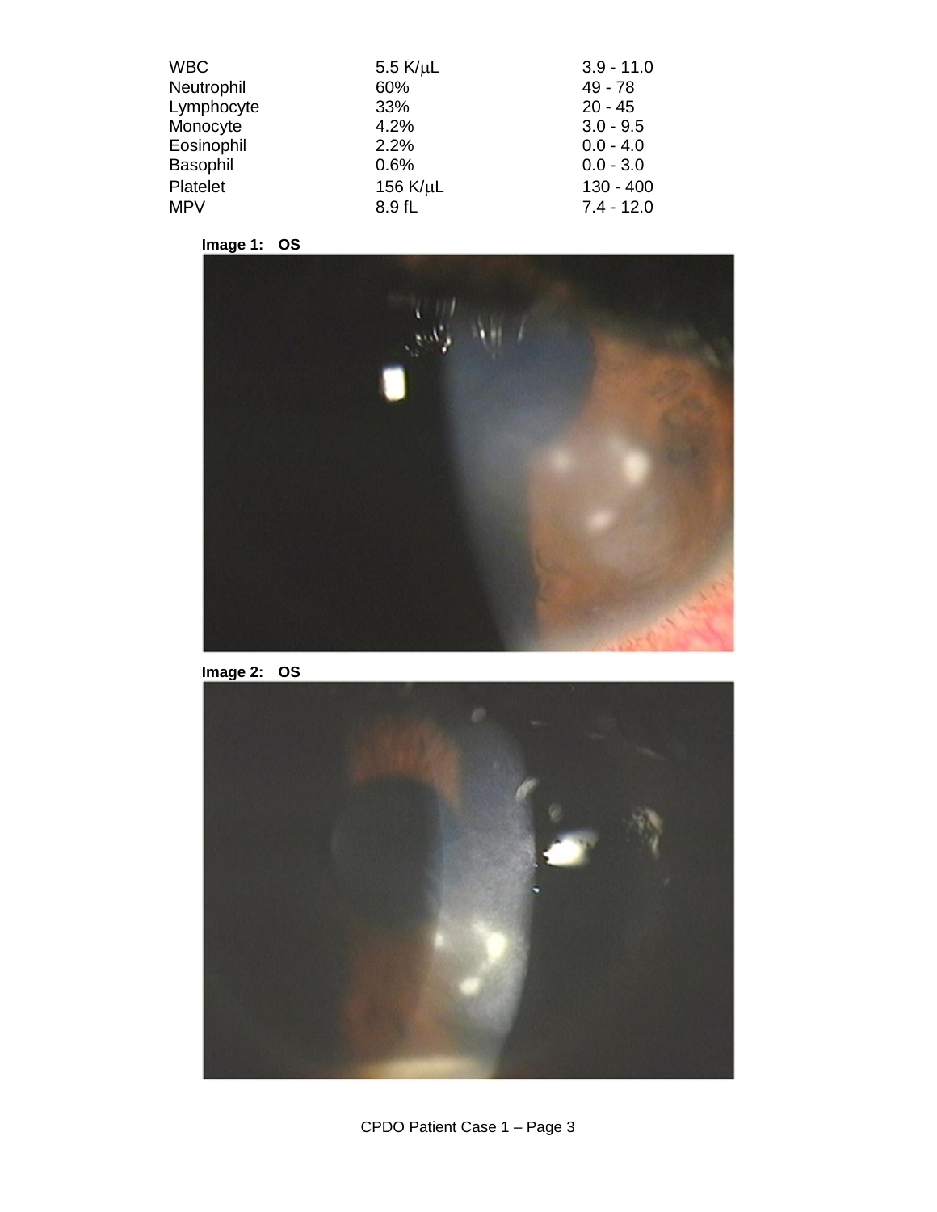| WBC | 5.5 K/μL | 3.9 - 11.0 |
| --- | --- | --- |
| Neutrophil | 60% | 49 - 78 |
| Lymphocyte | 33% | 20 - 45 |
| Monocyte | 4.2% | 3.0 - 9.5 |
| Eosinophil | 2.2% | 0.0 - 4.0 |
| Basophil | 0.6% | 0.0 - 3.0 |
| Platelet | 156 K/μL | 130 - 400 |
| MPV | 8.9 fL | 7.4 - 12.0 |

**Image 1: OS**

**Image 2: OS**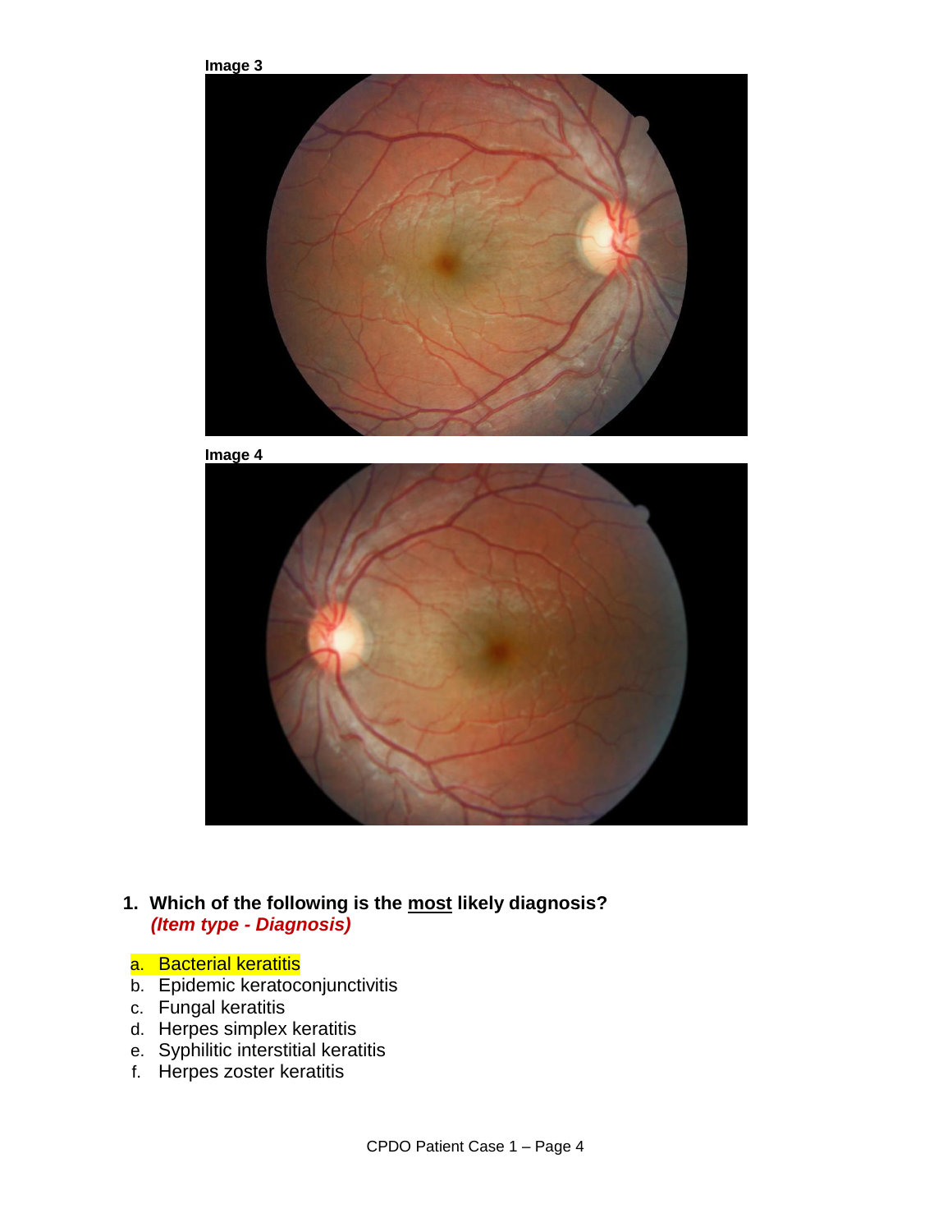**Image 3**

**Image 4**

1. **Which of the following is the <u>most</u> likely diagnosis?**
   ***(Item type - Diagnosis)***

   a. Bacterial keratitis
   b. Epidemic keratoconjunctivitis
   c. Fungal keratitis
   d. Herpes simplex keratitis
   e. Syphilitic interstitial keratitis
   f. Herpes zoster keratitis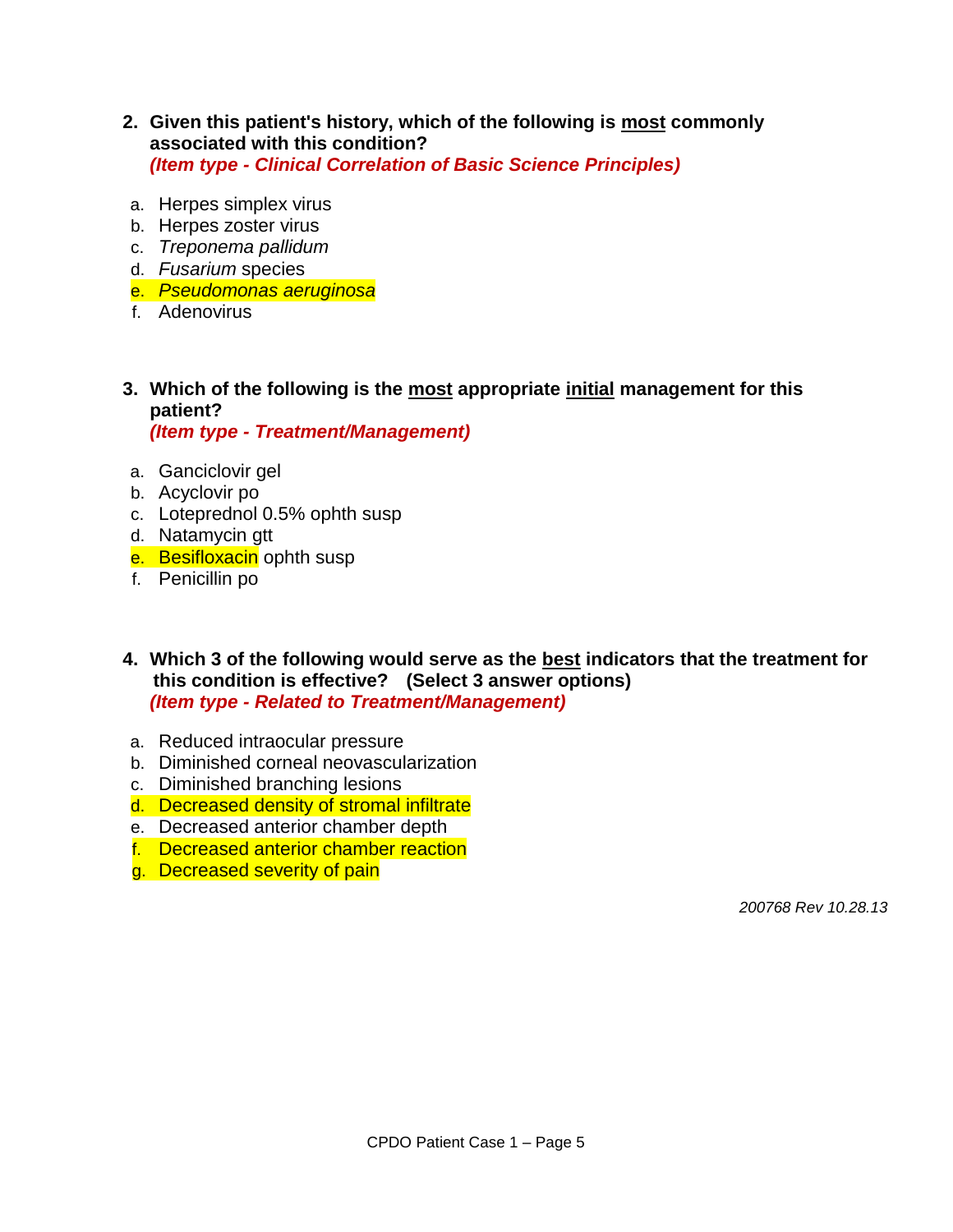**2. Given this patient's history, which of the following is most commonly associated with this condition?**
***(Item type - Clinical Correlation of Basic Science Principles)***

a. Herpes simplex virus
b. Herpes zoster virus
c. *Treponema pallidum*
d. *Fusarium* species
e. *Pseudomonas aeruginosa*
f. Adenovirus

**3. Which of the following is the most appropriate initial management for this patient?**
***(Item type - Treatment/Management)***

a. Ganciclovir gel
b. Acyclovir po
c. Loteprednol 0.5% ophth susp
d. Natamycin gtt
e. Besifloxacin ophth susp
f. Penicillin po

**4. Which 3 of the following would serve as the best indicators that the treatment for this condition is effective? (Select 3 answer options)**
***(Item type - Related to Treatment/Management)***

a. Reduced intraocular pressure
b. Diminished corneal neovascularization
c. Diminished branching lesions
d. Decreased density of stromal infiltrate
e. Decreased anterior chamber depth
f. Decreased anterior chamber reaction
g. Decreased severity of pain

*200768 Rev 10.28.13*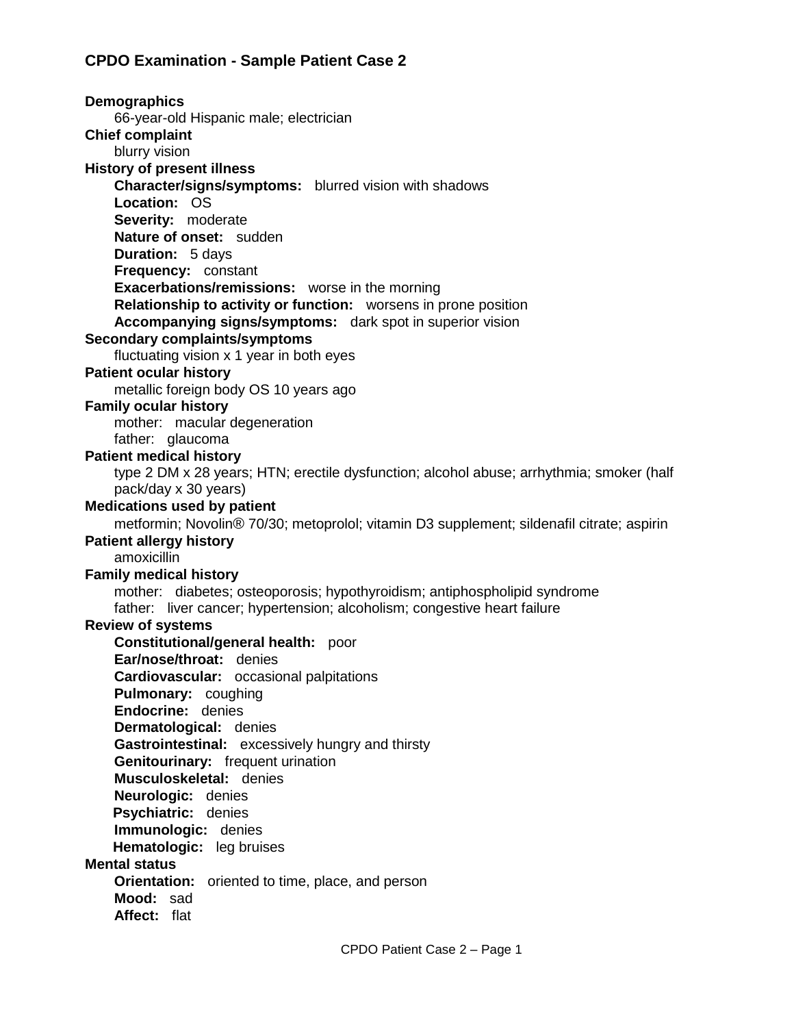# CPDO Examination - Sample Patient Case 2

**Demographics**
66-year-old Hispanic male; electrician

**Chief complaint**
blurry vision

**History of present illness**
- **Character/signs/symptoms:** blurred vision with shadows
- **Location:** OS
- **Severity:** moderate
- **Nature of onset:** sudden
- **Duration:** 5 days
- **Frequency:** constant
- **Exacerbations/remissions:** worse in the morning
- **Relationship to activity or function:** worsens in prone position
- **Accompanying signs/symptoms:** dark spot in superior vision

**Secondary complaints/symptoms**
fluctuating vision x 1 year in both eyes

**Patient ocular history**
metallic foreign body OS 10 years ago

**Family ocular history**
- mother: macular degeneration
- father: glaucoma

**Patient medical history**
type 2 DM x 28 years; HTN; erectile dysfunction; alcohol abuse; arrhythmia; smoker (half pack/day x 30 years)

**Medications used by patient**
metformin; Novolin® 70/30; metoprolol; vitamin D3 supplement; sildenafil citrate; aspirin

**Patient allergy history**
amoxicillin

**Family medical history**
- mother: diabetes; osteoporosis; hypothyroidism; antiphospholipid syndrome
- father: liver cancer; hypertension; alcoholism; congestive heart failure

**Review of systems**
- **Constitutional/general health:** poor
- **Ear/nose/throat:** denies
- **Cardiovascular:** occasional palpitations
- **Pulmonary:** coughing
- **Endocrine:** denies
- **Dermatological:** denies
- **Gastrointestinal:** excessively hungry and thirsty
- **Genitourinary:** frequent urination
- **Musculoskeletal:** denies
- **Neurologic:** denies
- **Psychiatric:** denies
- **Immunologic:** denies
- **Hematologic:** leg bruises

**Mental status**
- **Orientation:** oriented to time, place, and person
- **Mood:** sad
- **Affect:** flat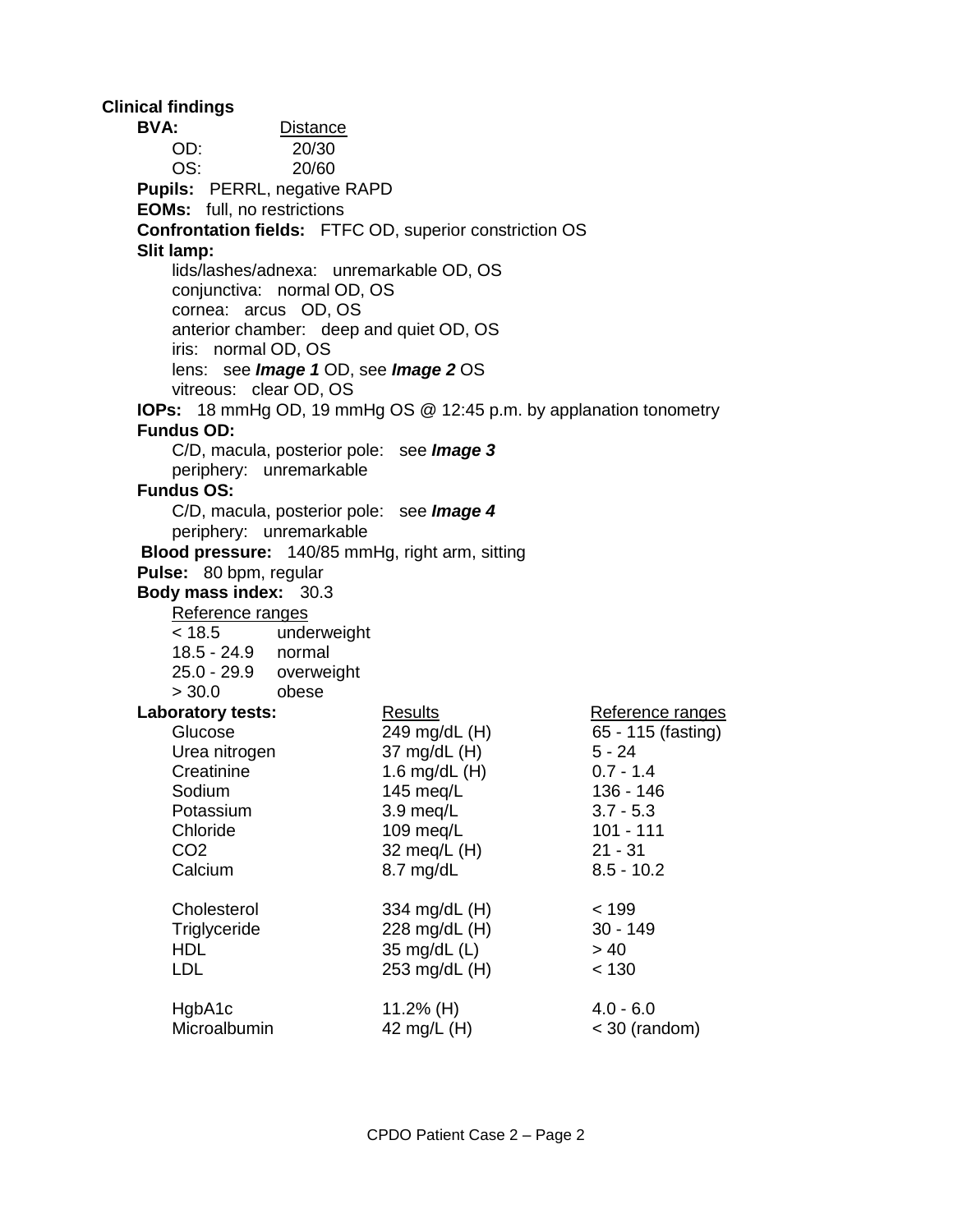## Clinical findings

**BVA:**

| | Distance |
|---|---|
| OD: | 20/30 |
| OS: | 20/60 |

**Pupils:** PERRL, negative RAPD

**EOMs:** full, no restrictions

**Confrontation fields:** FTFC OD, superior constriction OS

**Slit lamp:**

- lids/lashes/adnexa: unremarkable OD, OS
- conjunctiva: normal OD, OS
- cornea: arcus OD, OS
- anterior chamber: deep and quiet OD, OS
- iris: normal OD, OS
- lens: see ***Image 1*** OD, see ***Image 2*** OS
- vitreous: clear OD, OS

**IOPs:** 18 mmHg OD, 19 mmHg OS @ 12:45 p.m. by applanation tonometry

**Fundus OD:**

- C/D, macula, posterior pole: see ***Image 3***
- periphery: unremarkable

**Fundus OS:**

- C/D, macula, posterior pole: see ***Image 4***
- periphery: unremarkable

**Blood pressure:** 140/85 mmHg, right arm, sitting

**Pulse:** 80 bpm, regular

**Body mass index:** 30.3

| Reference ranges | |
|---|---|
| < 18.5 | underweight |
| 18.5 - 24.9 | normal |
| 25.0 - 29.9 | overweight |
| > 30.0 | obese |

**Laboratory tests:**

| | Results | Reference ranges |
|---|---|---|
| Glucose | 249 mg/dL (H) | 65 - 115 (fasting) |
| Urea nitrogen | 37 mg/dL (H) | 5 - 24 |
| Creatinine | 1.6 mg/dL (H) | 0.7 - 1.4 |
| Sodium | 145 meq/L | 136 - 146 |
| Potassium | 3.9 meq/L | 3.7 - 5.3 |
| Chloride | 109 meq/L | 101 - 111 |
| $CO_2$ | 32 meq/L (H) | 21 - 31 |
| Calcium | 8.7 mg/dL | 8.5 - 10.2 |
| | | |
| Cholesterol | 334 mg/dL (H) | < 199 |
| Triglyceride | 228 mg/dL (H) | 30 - 149 |
| HDL | 35 mg/dL (L) | > 40 |
| LDL | 253 mg/dL (H) | < 130 |
| | | |
| HgbA1c | 11.2% (H) | 4.0 - 6.0 |
| Microalbumin | 42 mg/L (H) | < 30 (random) |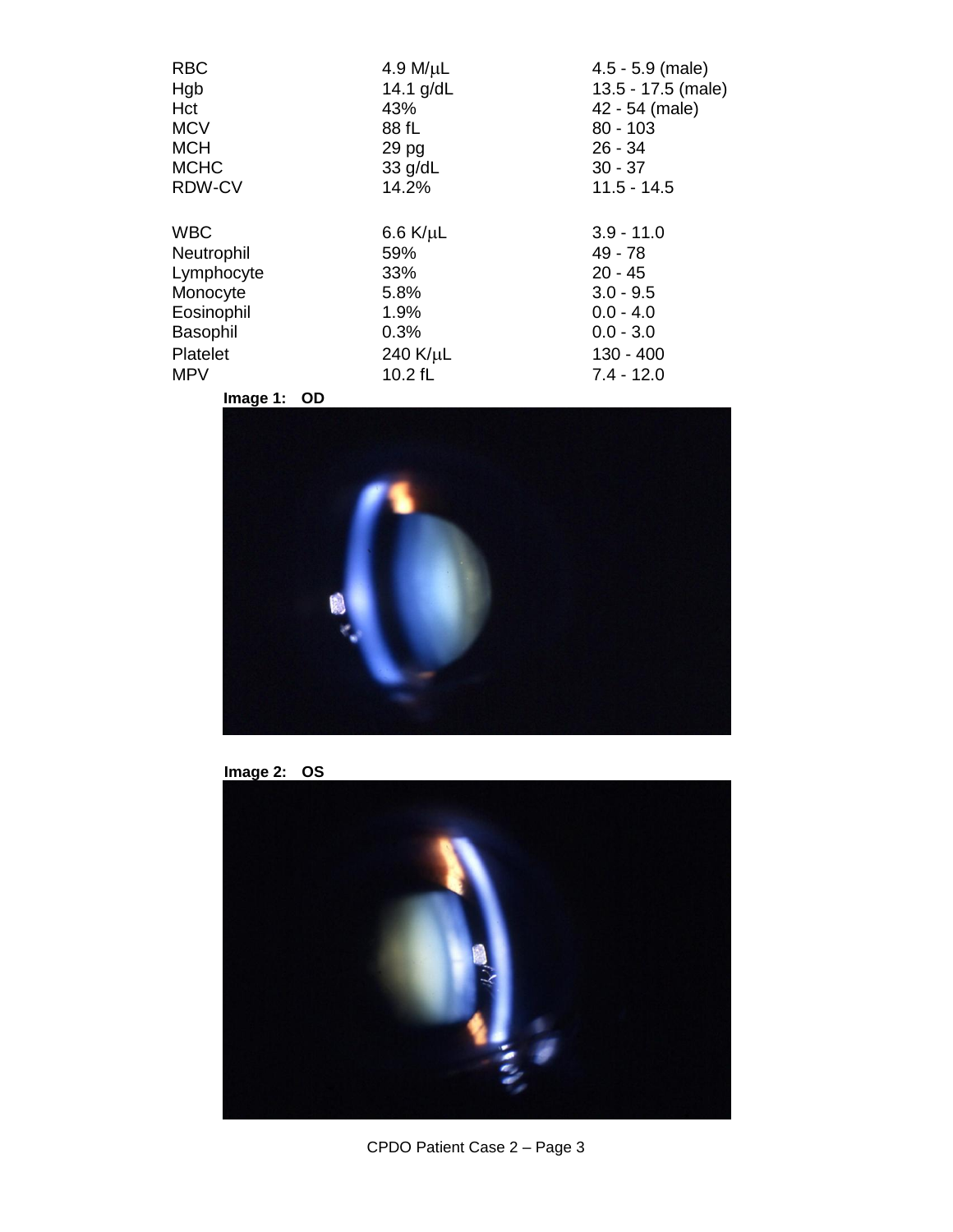| | | |
|---|---|---|
| RBC | 4.9 M/μL | 4.5 - 5.9 (male) |
| Hgb | 14.1 g/dL | 13.5 - 17.5 (male) |
| Hct | 43% | 42 - 54 (male) |
| MCV | 88 fL | 80 - 103 |
| MCH | 29 pg | 26 - 34 |
| MCHC | 33 g/dL | 30 - 37 |
| RDW-CV | 14.2% | 11.5 - 14.5 |
| | | |
| WBC | 6.6 K/μL | 3.9 - 11.0 |
| Neutrophil | 59% | 49 - 78 |
| Lymphocyte | 33% | 20 - 45 |
| Monocyte | 5.8% | 3.0 - 9.5 |
| Eosinophil | 1.9% | 0.0 - 4.0 |
| Basophil | 0.3% | 0.0 - 3.0 |
| Platelet | 240 K/μL | 130 - 400 |
| MPV | 10.2 fL | 7.4 - 12.0 |

**Image 1: OD**

**Image 2: OS**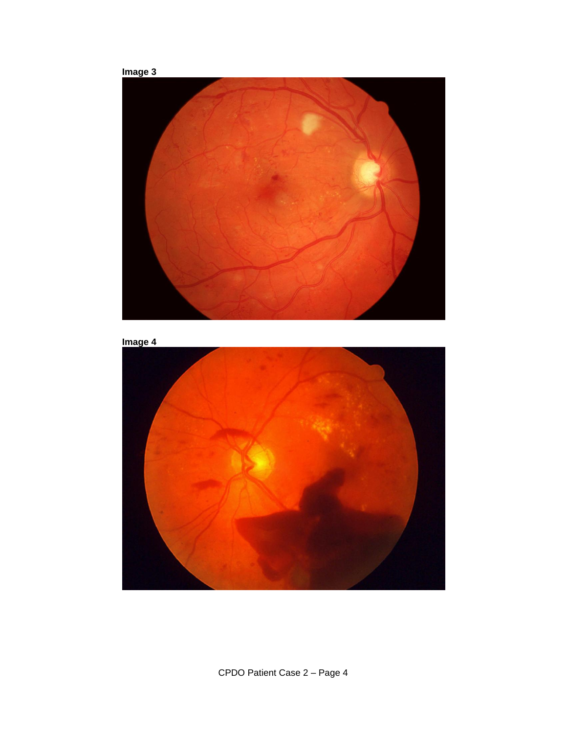**Image 3**

**Image 4**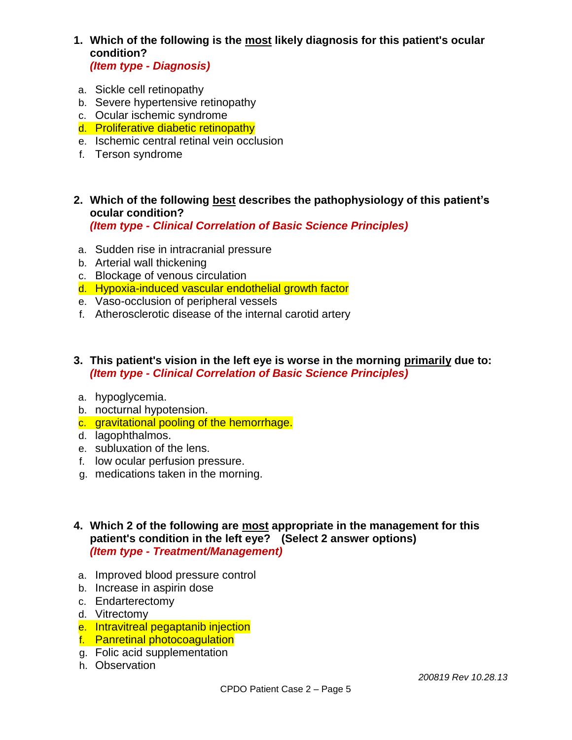1. **Which of the following is the most likely diagnosis for this patient's ocular condition?**
   ***(Item type - Diagnosis)***

   a. Sickle cell retinopathy
   b. Severe hypertensive retinopathy
   c. Ocular ischemic syndrome
   d. Proliferative diabetic retinopathy
   e. Ischemic central retinal vein occlusion
   f. Terson syndrome

2. **Which of the following best describes the pathophysiology of this patient's ocular condition?**
   ***(Item type - Clinical Correlation of Basic Science Principles)***

   a. Sudden rise in intracranial pressure
   b. Arterial wall thickening
   c. Blockage of venous circulation
   d. Hypoxia-induced vascular endothelial growth factor
   e. Vaso-occlusion of peripheral vessels
   f. Atherosclerotic disease of the internal carotid artery

3. **This patient's vision in the left eye is worse in the morning primarily due to:**
   ***(Item type - Clinical Correlation of Basic Science Principles)***

   a. hypoglycemia.
   b. nocturnal hypotension.
   c. gravitational pooling of the hemorrhage.
   d. lagophthalmos.
   e. subluxation of the lens.
   f. low ocular perfusion pressure.
   g. medications taken in the morning.

4. **Which 2 of the following are most appropriate in the management for this patient's condition in the left eye? (Select 2 answer options)**
   ***(Item type - Treatment/Management)***

   a. Improved blood pressure control
   b. Increase in aspirin dose
   c. Endarterectomy
   d. Vitrectomy
   e. Intravitreal pegaptanib injection
   f. Panretinal photocoagulation
   g. Folic acid supplementation
   h. Observation

*200819 Rev 10.28.13*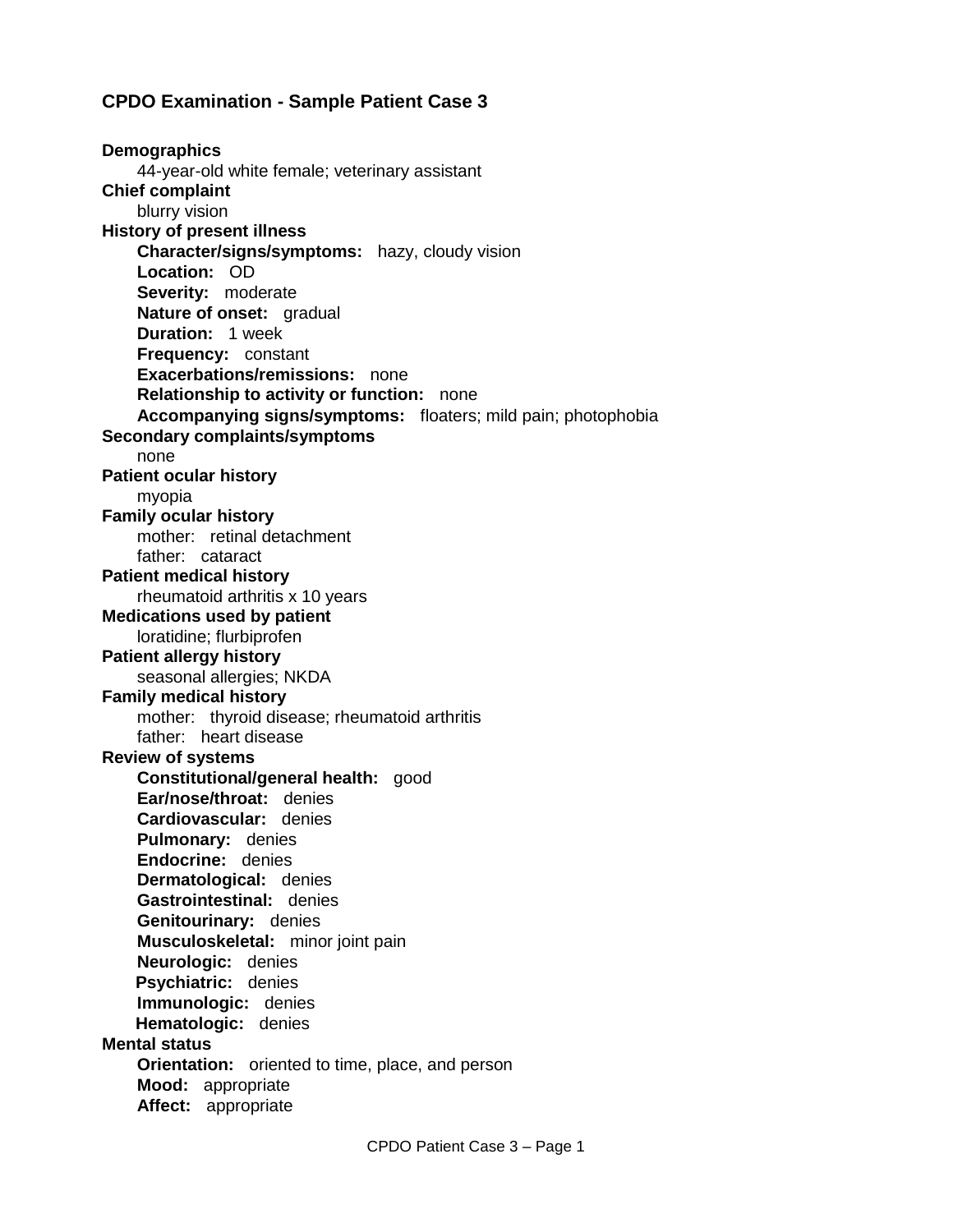## CPDO Examination - Sample Patient Case 3

**Demographics**
44-year-old white female; veterinary assistant

**Chief complaint**
blurry vision

**History of present illness**
**Character/signs/symptoms:** hazy, cloudy vision
**Location:** OD
**Severity:** moderate
**Nature of onset:** gradual
**Duration:** 1 week
**Frequency:** constant
**Exacerbations/remissions:** none
**Relationship to activity or function:** none
**Accompanying signs/symptoms:** floaters; mild pain; photophobia

**Secondary complaints/symptoms**
none

**Patient ocular history**
myopia

**Family ocular history**
mother: retinal detachment
father: cataract

**Patient medical history**
rheumatoid arthritis x 10 years

**Medications used by patient**
loratidine; flurbiprofen

**Patient allergy history**
seasonal allergies; NKDA

**Family medical history**
mother: thyroid disease; rheumatoid arthritis
father: heart disease

**Review of systems**
**Constitutional/general health:** good
**Ear/nose/throat:** denies
**Cardiovascular:** denies
**Pulmonary:** denies
**Endocrine:** denies
**Dermatological:** denies
**Gastrointestinal:** denies
**Genitourinary:** denies
**Musculoskeletal:** minor joint pain
**Neurologic:** denies
**Psychiatric:** denies
**Immunologic:** denies
**Hematologic:** denies

**Mental status**
**Orientation:** oriented to time, place, and person
**Mood:** appropriate
**Affect:** appropriate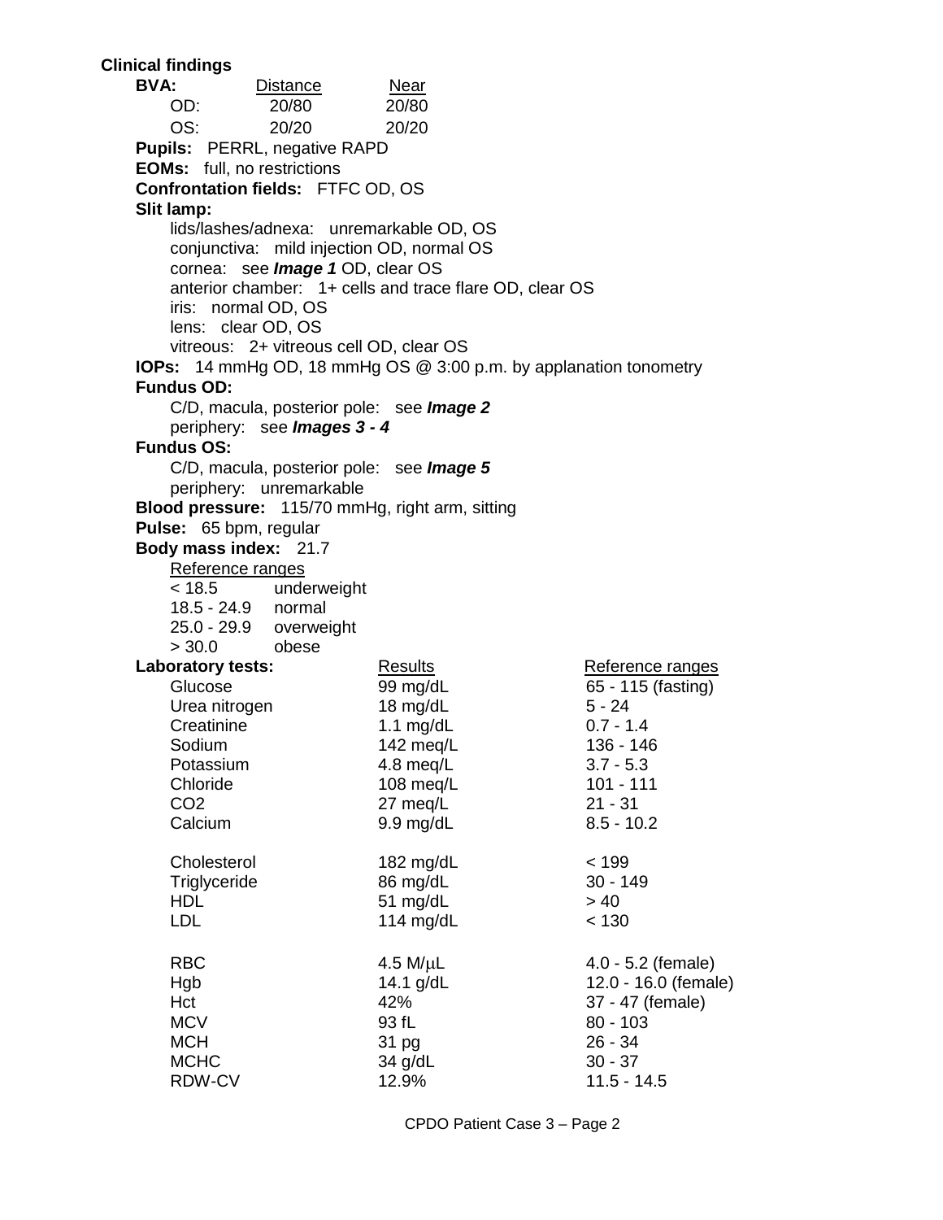**Clinical findings**

**BVA:**

| | Distance | Near |
|---|---|---|
| OD: | 20/80 | 20/80 |
| OS: | 20/20 | 20/20 |

**Pupils:** PERRL, negative RAPD

**EOMs:** full, no restrictions

**Confrontation fields:** FTFC OD, OS

**Slit lamp:**

- lids/lashes/adnexa: unremarkable OD, OS
- conjunctiva: mild injection OD, normal OS
- cornea: see ***Image 1*** OD, clear OS
- anterior chamber: 1+ cells and trace flare OD, clear OS
- iris: normal OD, OS
- lens: clear OD, OS
- vitreous: 2+ vitreous cell OD, clear OS

**IOPs:** 14 mmHg OD, 18 mmHg OS @ 3:00 p.m. by applanation tonometry

**Fundus OD:**

- C/D, macula, posterior pole: see ***Image 2***
- periphery: see ***Images 3 - 4***

**Fundus OS:**

- C/D, macula, posterior pole: see ***Image 5***
- periphery: unremarkable

**Blood pressure:** 115/70 mmHg, right arm, sitting

**Pulse:** 65 bpm, regular

**Body mass index:** 21.7

Reference ranges

| | |
|---|---|
| < 18.5 | underweight |
| 18.5 - 24.9 | normal |
| 25.0 - 29.9 | overweight |
| > 30.0 | obese |

**Laboratory tests:**

| | Results | Reference ranges |
|---|---|---|
| Glucose | 99 mg/dL | 65 - 115 (fasting) |
| Urea nitrogen | 18 mg/dL | 5 - 24 |
| Creatinine | 1.1 mg/dL | 0.7 - 1.4 |
| Sodium | 142 meq/L | 136 - 146 |
| Potassium | 4.8 meq/L | 3.7 - 5.3 |
| Chloride | 108 meq/L | 101 - 111 |
| $CO_2$ | 27 meq/L | 21 - 31 |
| Calcium | 9.9 mg/dL | 8.5 - 10.2 |
| | | |
| Cholesterol | 182 mg/dL | < 199 |
| Triglyceride | 86 mg/dL | 30 - 149 |
| HDL | 51 mg/dL | > 40 |
| LDL | 114 mg/dL | < 130 |
| | | |
| RBC | 4.5 M/$\mu$L | 4.0 - 5.2 (female) |
| Hgb | 14.1 g/dL | 12.0 - 16.0 (female) |
| Hct | 42% | 37 - 47 (female) |
| MCV | 93 fL | 80 - 103 |
| MCH | 31 pg | 26 - 34 |
| MCHC | 34 g/dL | 30 - 37 |
| RDW-CV | 12.9% | 11.5 - 14.5 |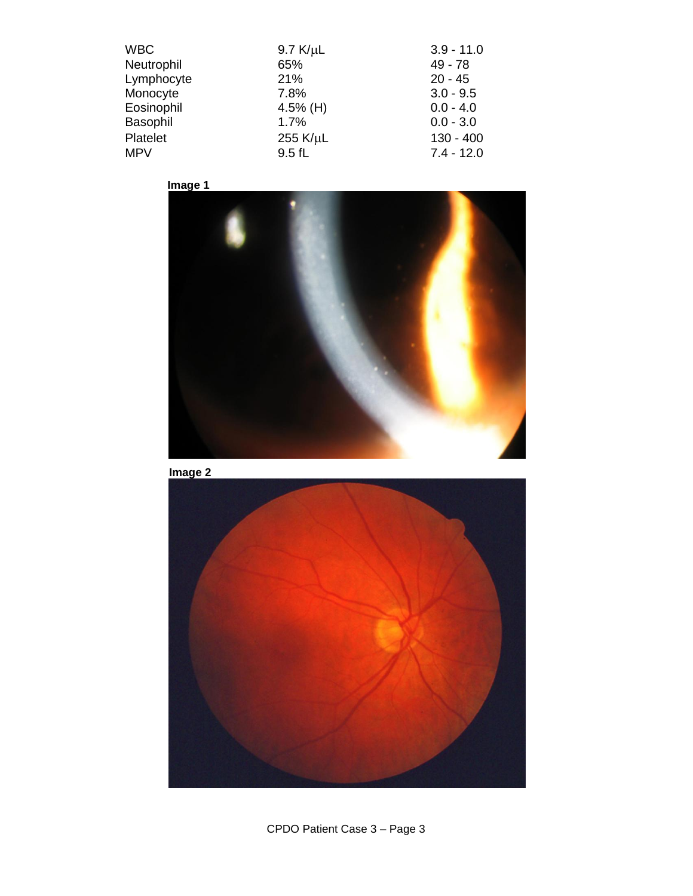| | | |
|---|---|---|
| WBC | 9.7 K/μL | 3.9 - 11.0 |
| Neutrophil | 65% | 49 - 78 |
| Lymphocyte | 21% | 20 - 45 |
| Monocyte | 7.8% | 3.0 - 9.5 |
| Eosinophil | 4.5% (H) | 0.0 - 4.0 |
| Basophil | 1.7% | 0.0 - 3.0 |
| Platelet | 255 K/μL | 130 - 400 |
| MPV | 9.5 fL | 7.4 - 12.0 |

**Image 1**

**Image 2**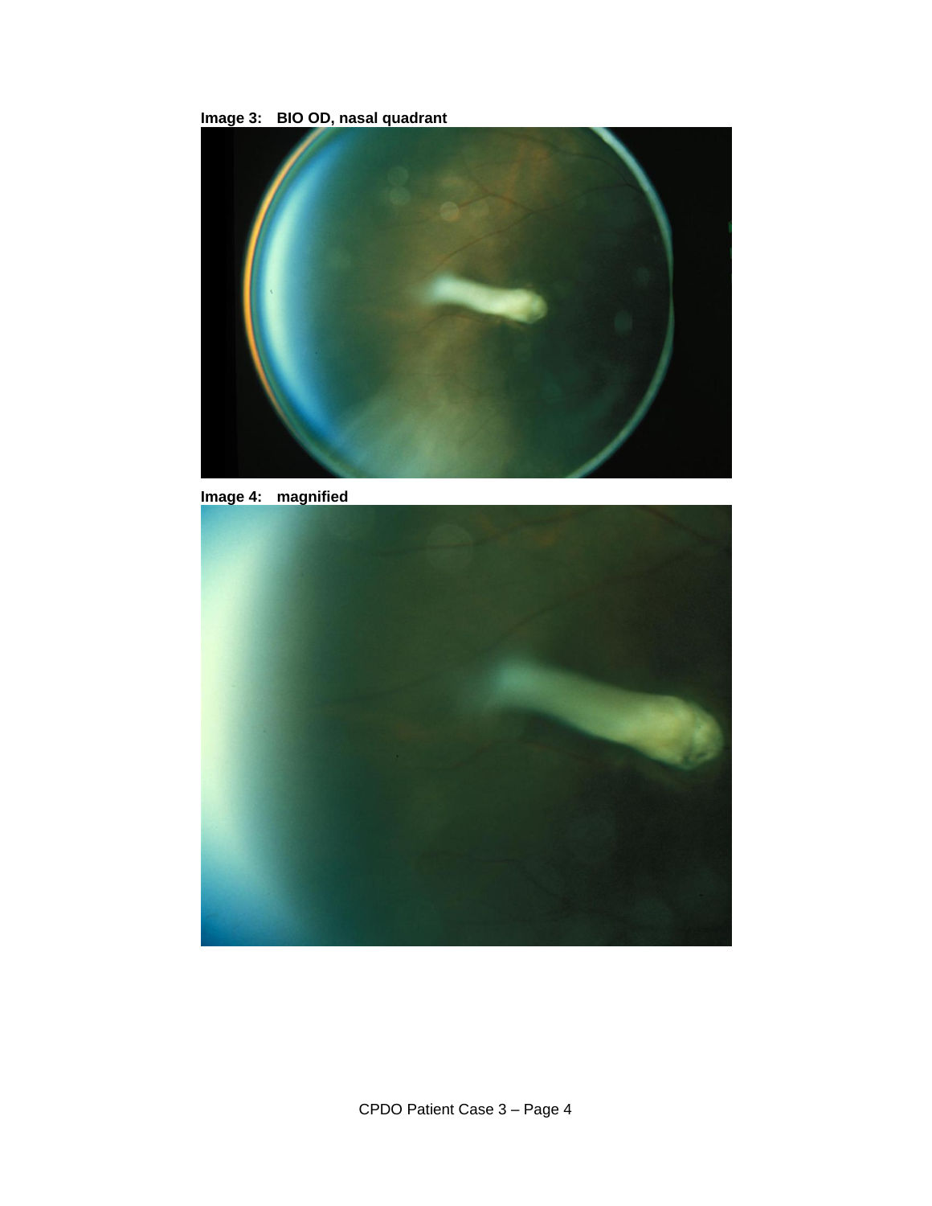**Image 3: BIO OD, nasal quadrant**

**Image 4: magnified**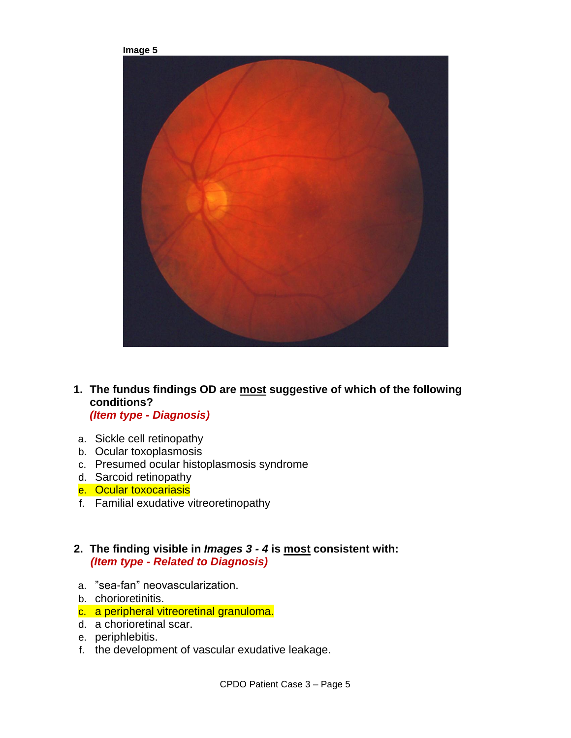**Image 5**

1. **The fundus findings OD are <u>most</u> suggestive of which of the following conditions?**
   ***(Item type - Diagnosis)***

   a. Sickle cell retinopathy
   b. Ocular toxoplasmosis
   c. Presumed ocular histoplasmosis syndrome
   d. Sarcoid retinopathy
   e. Ocular toxocariasis
   f. Familial exudative vitreoretinopathy

2. **The finding visible in *Images 3 - 4* is <u>most</u> consistent with:**
   ***(Item type - Related to Diagnosis)***

   a. "sea-fan" neovascularization.
   b. chorioretinitis.
   c. a peripheral vitreoretinal granuloma.
   d. a chorioretinal scar.
   e. periphlebitis.
   f. the development of vascular exudative leakage.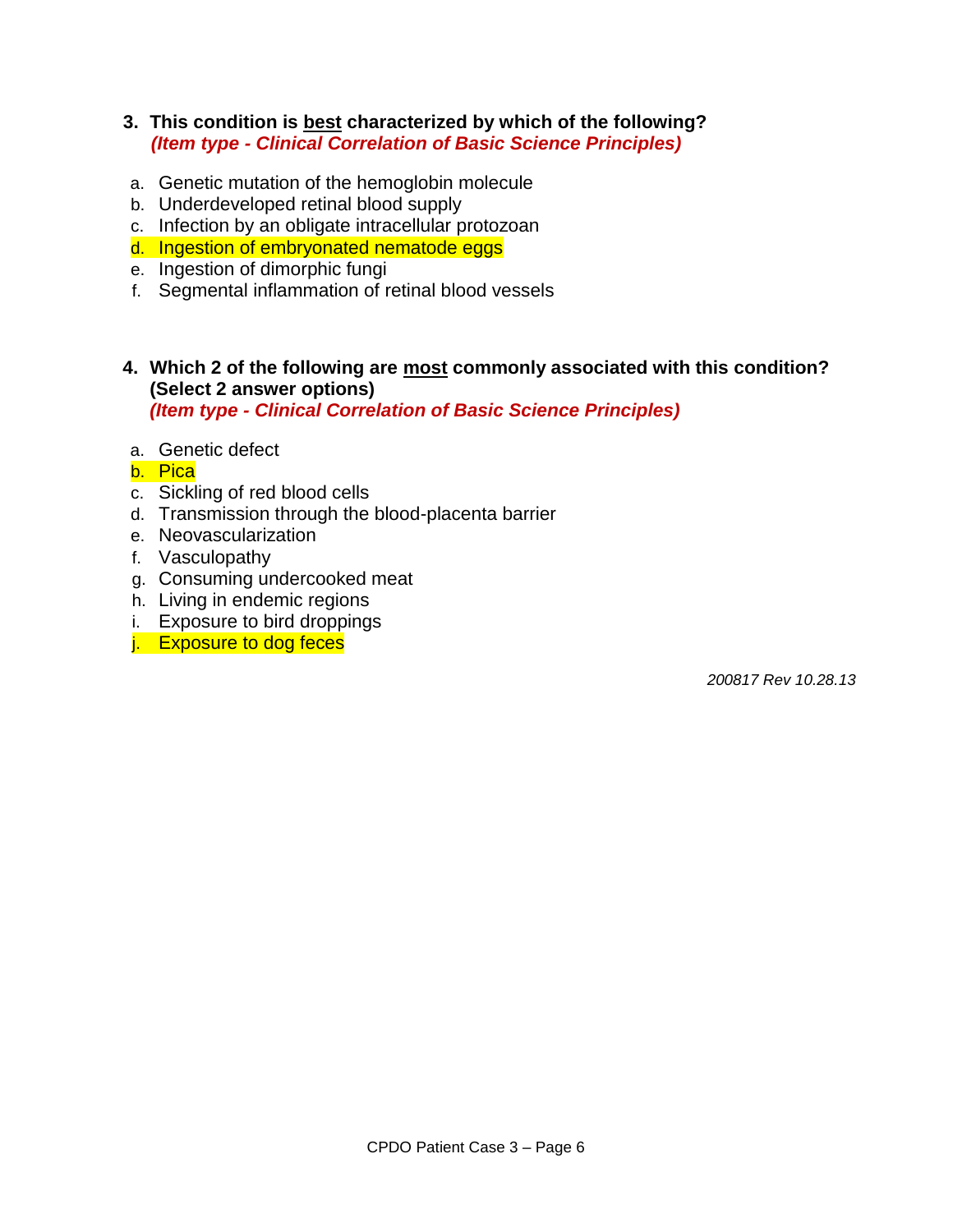**3. This condition is <u>best</u> characterized by which of the following?**
***(Item type - Clinical Correlation of Basic Science Principles)***

a. Genetic mutation of the hemoglobin molecule
b. Underdeveloped retinal blood supply
c. Infection by an obligate intracellular protozoan
d. Ingestion of embryonated nematode eggs
e. Ingestion of dimorphic fungi
f. Segmental inflammation of retinal blood vessels

**4. Which 2 of the following are <u>most</u> commonly associated with this condition? (Select 2 answer options)**
***(Item type - Clinical Correlation of Basic Science Principles)***

a. Genetic defect
b. Pica
c. Sickling of red blood cells
d. Transmission through the blood-placenta barrier
e. Neovascularization
f. Vasculopathy
g. Consuming undercooked meat
h. Living in endemic regions
i. Exposure to bird droppings
j. Exposure to dog feces

*200817 Rev 10.28.13*